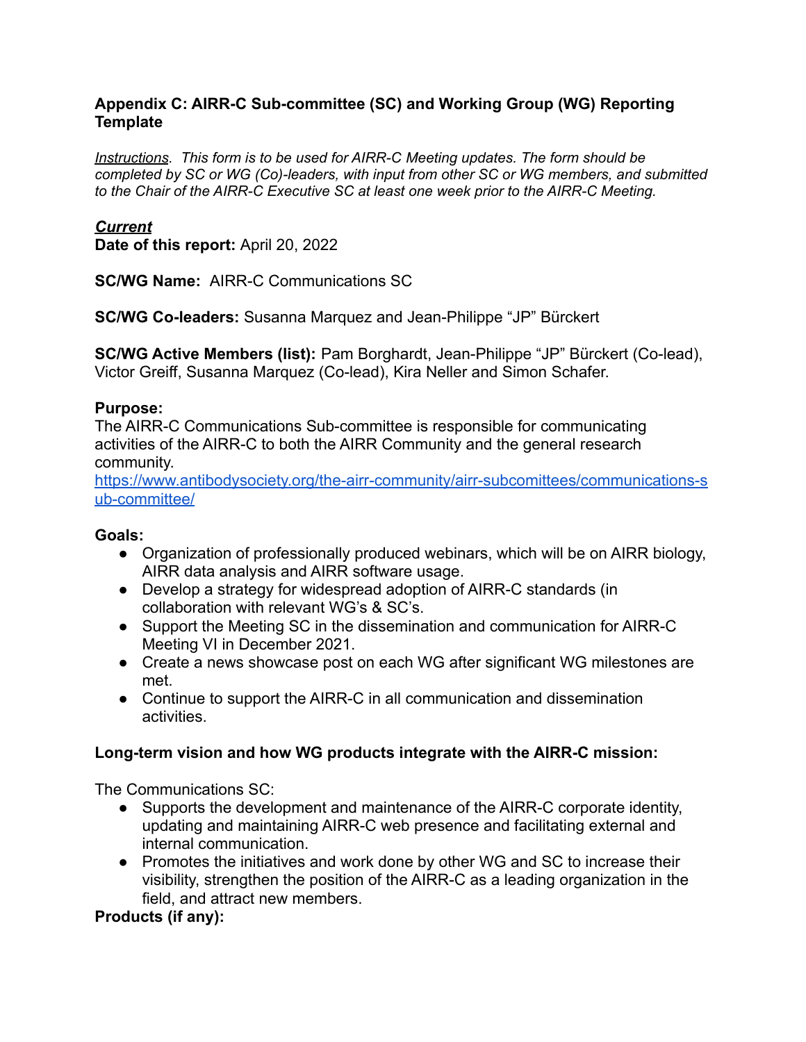### Appendix C: AIRR-C Sub-committee (SC) and Working Group (WG) Reporting Template

*Instructions. This form is to be used for AIRR-C Meeting updates. The form should be completed by SC or WG (Co)-leaders, with input from other SC or WG members, and submitted to the Chair of the AIRR-C Executive SC at least one week prior to the AIRR-C Meeting.*

***Current***

**Date of this report:** April 20, 2022

**SC/WG Name:** AIRR-C Communications SC

**SC/WG Co-leaders:** Susanna Marquez and Jean-Philippe “JP” Bürckert

**SC/WG Active Members (list):** Pam Borghardt, Jean-Philippe “JP” Bürckert (Co-lead), Victor Greiff, Susanna Marquez (Co-lead), Kira Neller and Simon Schafer.

**Purpose:**

The AIRR-C Communications Sub-committee is responsible for communicating activities of the AIRR-C to both the AIRR Community and the general research community.

https://www.antibodysociety.org/the-airr-community/airr-subcomittees/communications-sub-committee/

**Goals:**

- Organization of professionally produced webinars, which will be on AIRR biology, AIRR data analysis and AIRR software usage.
- Develop a strategy for widespread adoption of AIRR-C standards (in collaboration with relevant WG's & SC's.
- Support the Meeting SC in the dissemination and communication for AIRR-C Meeting VI in December 2021.
- Create a news showcase post on each WG after significant WG milestones are met.
- Continue to support the AIRR-C in all communication and dissemination activities.

**Long-term vision and how WG products integrate with the AIRR-C mission:**

The Communications SC:

- Supports the development and maintenance of the AIRR-C corporate identity, updating and maintaining AIRR-C web presence and facilitating external and internal communication.
- Promotes the initiatives and work done by other WG and SC to increase their visibility, strengthen the position of the AIRR-C as a leading organization in the field, and attract new members.

**Products (if any):**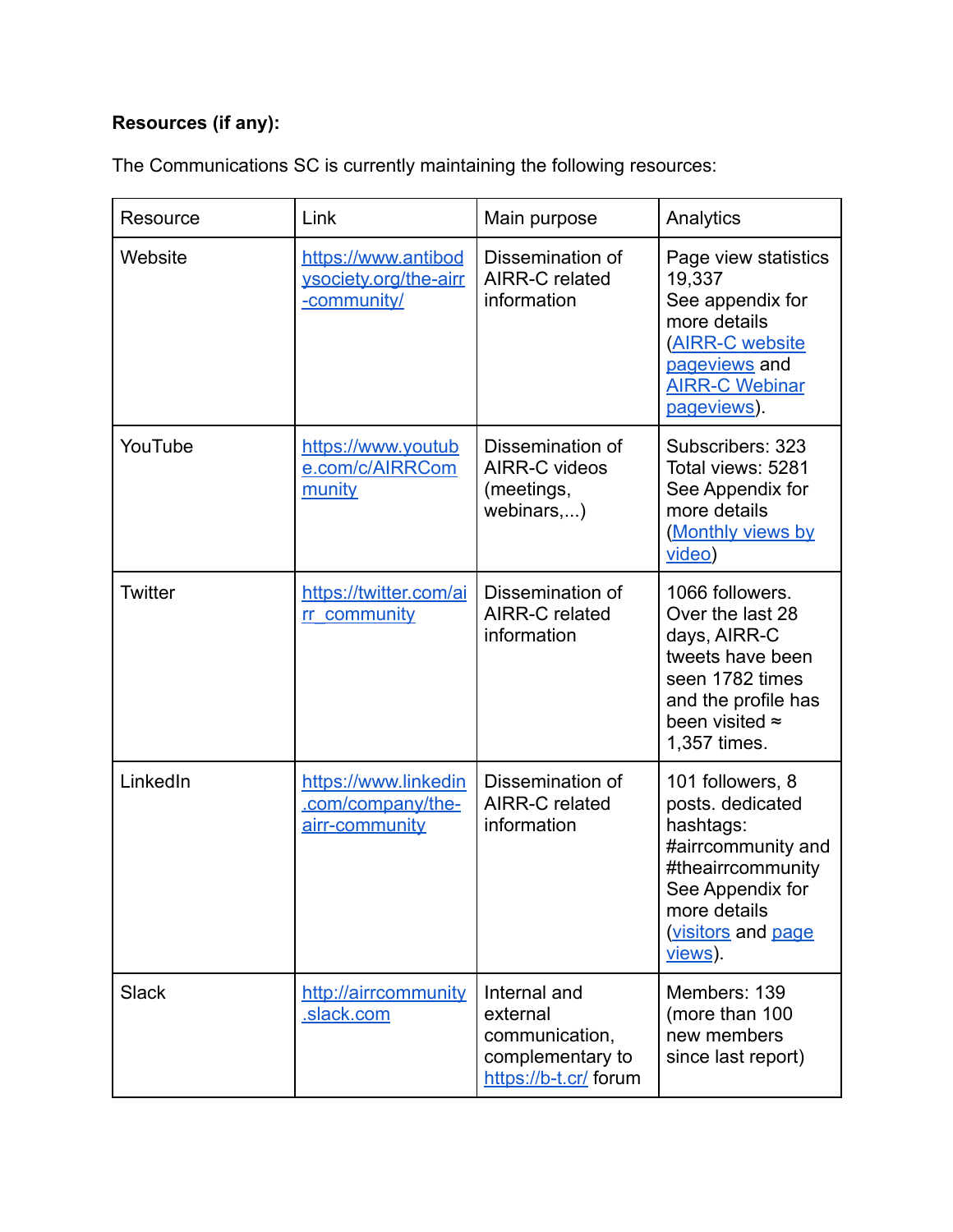**Resources (if any):**

The Communications SC is currently maintaining the following resources:

| Resource | Link | Main purpose | Analytics |
|---|---|---|---|
| Website | https://www.antibodysociety.org/the-airr-community/ | Dissemination of AIRR-C related information | Page view statistics 19,337 See appendix for more details (AIRR-C website pageviews and AIRR-C Webinar pageviews). |
| YouTube | https://www.youtube.com/c/AIRRCommunity | Dissemination of AIRR-C videos (meetings, webinars,...) | Subscribers: 323 Total views: 5281 See Appendix for more details (Monthly views by video) |
| Twitter | https://twitter.com/airr_community | Dissemination of AIRR-C related information | 1066 followers. Over the last 28 days, AIRR-C tweets have been seen 1782 times and the profile has been visited ≈ 1,357 times. |
| LinkedIn | https://www.linkedin.com/company/the-airr-community | Dissemination of AIRR-C related information | 101 followers, 8 posts. dedicated hashtags: #airrcommunity and #theairrcommunity See Appendix for more details (visitors and page views). |
| Slack | http://airrcommunity.slack.com | Internal and external communication, complementary to https://b-t.cr/ forum | Members: 139 (more than 100 new members since last report) |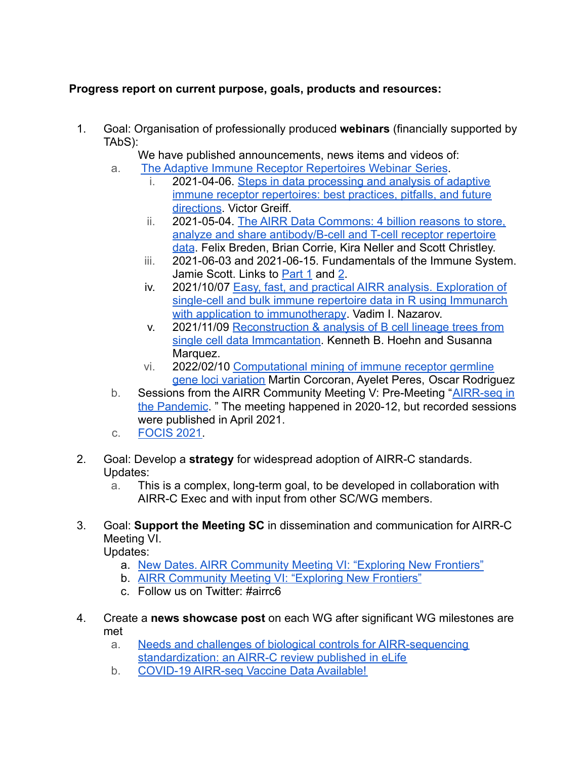**Progress report on current purpose, goals, products and resources:**

1. Goal: Organisation of professionally produced **webinars** (financially supported by TAbS):

   We have published announcements, news items and videos of:

   a. The Adaptive Immune Receptor Repertoires Webinar Series.
      i. 2021-04-06. Steps in data processing and analysis of adaptive immune receptor repertoires: best practices, pitfalls, and future directions. Victor Greiff.
      ii. 2021-05-04. The AIRR Data Commons: 4 billion reasons to store, analyze and share antibody/B-cell and T-cell receptor repertoire data. Felix Breden, Brian Corrie, Kira Neller and Scott Christley.
      iii. 2021-06-03 and 2021-06-15. Fundamentals of the Immune System. Jamie Scott. Links to Part 1 and 2.
      iv. 2021/10/07 Easy, fast, and practical AIRR analysis. Exploration of single-cell and bulk immune repertoire data in R using Immunarch with application to immunotherapy. Vadim I. Nazarov.
      v. 2021/11/09 Reconstruction & analysis of B cell lineage trees from single cell data Immcantation. Kenneth B. Hoehn and Susanna Marquez.
      vi. 2022/02/10 Computational mining of immune receptor germline gene loci variation Martin Corcoran, Ayelet Peres, Oscar Rodriguez

   b. Sessions from the AIRR Community Meeting V: Pre-Meeting "AIRR-seq in the Pandemic. " The meeting happened in 2020-12, but recorded sessions were published in April 2021.

   c. FOCIS 2021.

2. Goal: Develop a **strategy** for widespread adoption of AIRR-C standards. Updates:

   a. This is a complex, long-term goal, to be developed in collaboration with AIRR-C Exec and with input from other SC/WG members.

3. Goal: **Support the Meeting SC** in dissemination and communication for AIRR-C Meeting VI.

   Updates:

   a. New Dates. AIRR Community Meeting VI: "Exploring New Frontiers"
   b. AIRR Community Meeting VI: "Exploring New Frontiers"
   c. Follow us on Twitter: #airrc6

4. Create a **news showcase post** on each WG after significant WG milestones are met

   a. Needs and challenges of biological controls for AIRR-sequencing standardization: an AIRR-C review published in eLife
   b. COVID-19 AIRR-seq Vaccine Data Available!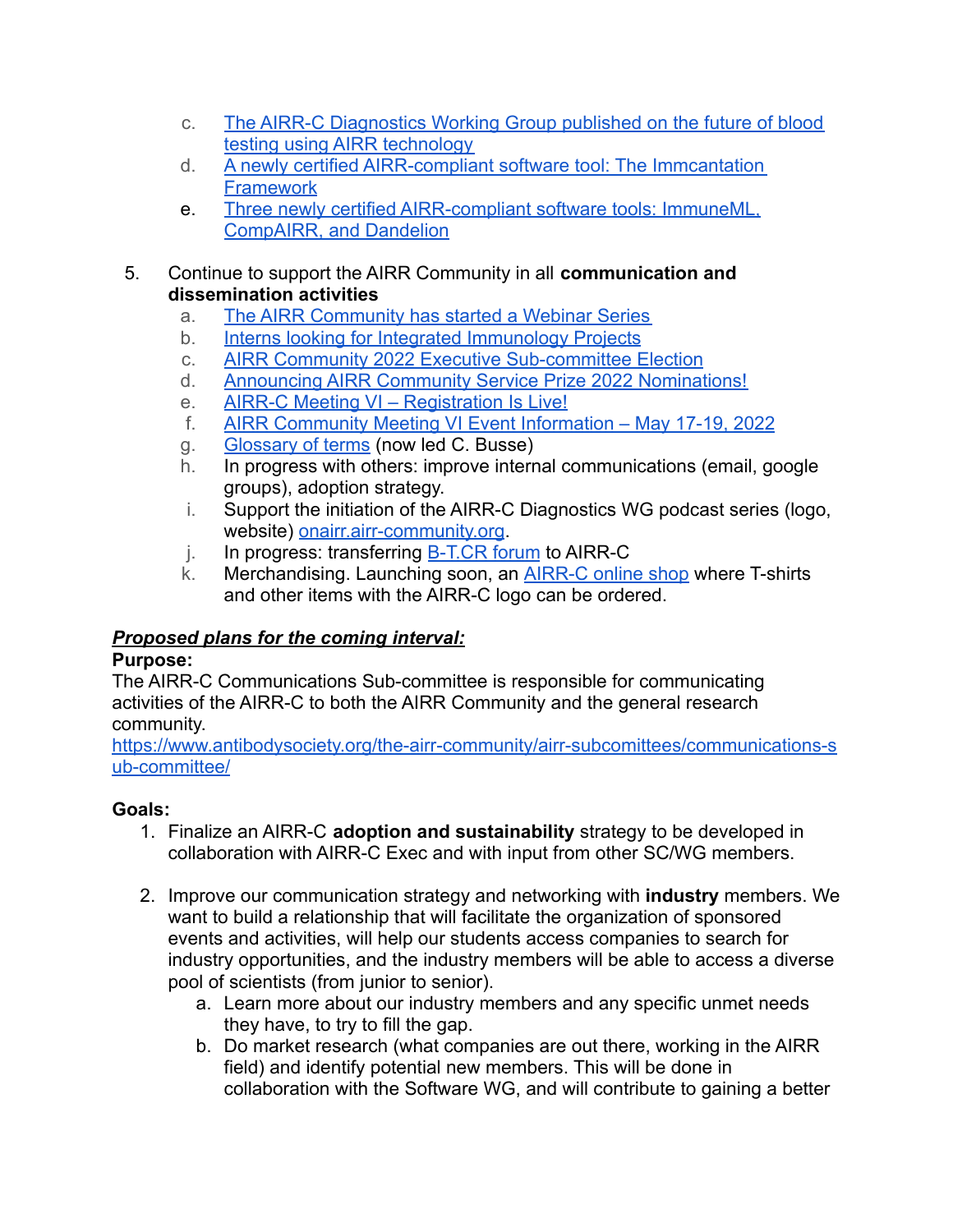c. [The AIRR-C Diagnostics Working Group published on the future of blood testing using AIRR technology]()
   d. [A newly certified AIRR-compliant software tool: The Immcantation Framework]()
   e. [Three newly certified AIRR-compliant software tools: ImmuneML, CompAIRR, and Dandelion]()

5. Continue to support the AIRR Community in all **communication and dissemination activities**
   a. [The AIRR Community has started a Webinar Series]()
   b. [Interns looking for Integrated Immunology Projects]()
   c. [AIRR Community 2022 Executive Sub-committee Election]()
   d. [Announcing AIRR Community Service Prize 2022 Nominations!]()
   e. [AIRR-C Meeting VI – Registration Is Live!]()
   f. [AIRR Community Meeting VI Event Information – May 17-19, 2022]()
   g. [Glossary of terms]() (now led C. Busse)
   h. In progress with others: improve internal communications (email, google groups), adoption strategy.
   i. Support the initiation of the AIRR-C Diagnostics WG podcast series (logo, website) [onairr.airr-community.org]().
   j. In progress: transferring [B-T.CR forum]() to AIRR-C
   k. Merchandising. Launching soon, an [AIRR-C online shop]() where T-shirts and other items with the AIRR-C logo can be ordered.

***Proposed plans for the coming interval:***

**Purpose:**

The AIRR-C Communications Sub-committee is responsible for communicating activities of the AIRR-C to both the AIRR Community and the general research community.
[https://www.antibodysociety.org/the-airr-community/airr-subcomittees/communications-sub-committee/](https://www.antibodysociety.org/the-airr-community/airr-subcomittees/communications-sub-committee/)

**Goals:**

1. Finalize an AIRR-C **adoption and sustainability** strategy to be developed in collaboration with AIRR-C Exec and with input from other SC/WG members.

2. Improve our communication strategy and networking with **industry** members. We want to build a relationship that will facilitate the organization of sponsored events and activities, will help our students access companies to search for industry opportunities, and the industry members will be able to access a diverse pool of scientists (from junior to senior).
   a. Learn more about our industry members and any specific unmet needs they have, to try to fill the gap.
   b. Do market research (what companies are out there, working in the AIRR field) and identify potential new members. This will be done in collaboration with the Software WG, and will contribute to gaining a better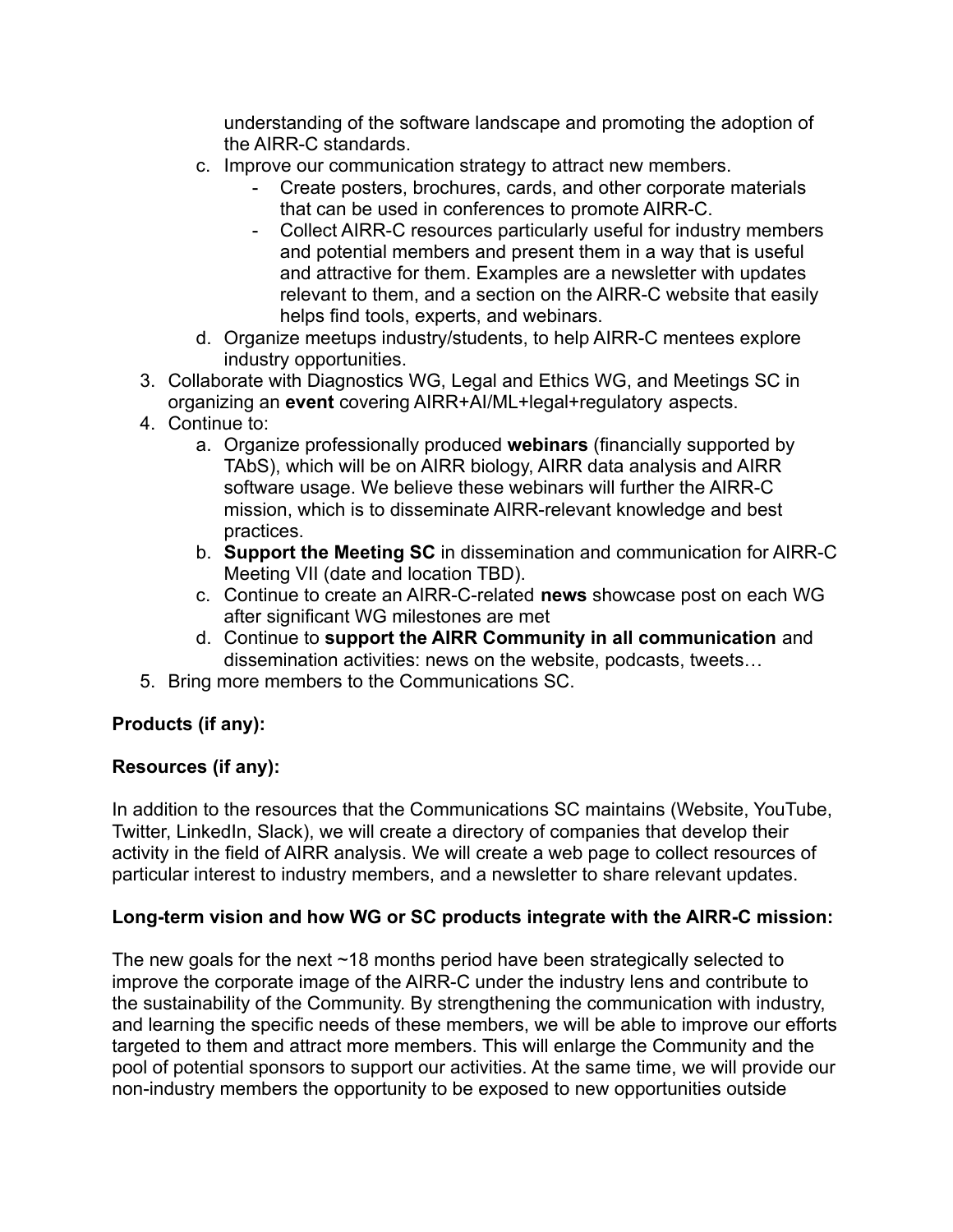understanding of the software landscape and promoting the adoption of the AIRR-C standards.

   c. Improve our communication strategy to attract new members.
      - Create posters, brochures, cards, and other corporate materials that can be used in conferences to promote AIRR-C.
      - Collect AIRR-C resources particularly useful for industry members and potential members and present them in a way that is useful and attractive for them. Examples are a newsletter with updates relevant to them, and a section on the AIRR-C website that easily helps find tools, experts, and webinars.

   d. Organize meetups industry/students, to help AIRR-C mentees explore industry opportunities.

3. Collaborate with Diagnostics WG, Legal and Ethics WG, and Meetings SC in organizing an **event** covering AIRR+AI/ML+legal+regulatory aspects.
4. Continue to:
   a. Organize professionally produced **webinars** (financially supported by TAbS), which will be on AIRR biology, AIRR data analysis and AIRR software usage. We believe these webinars will further the AIRR-C mission, which is to disseminate AIRR-relevant knowledge and best practices.
   b. **Support the Meeting SC** in dissemination and communication for AIRR-C Meeting VII (date and location TBD).
   c. Continue to create an AIRR-C-related **news** showcase post on each WG after significant WG milestones are met
   d. Continue to **support the AIRR Community in all communication** and dissemination activities: news on the website, podcasts, tweets…
5. Bring more members to the Communications SC.

**Products (if any):**

**Resources (if any):**

In addition to the resources that the Communications SC maintains (Website, YouTube, Twitter, LinkedIn, Slack), we will create a directory of companies that develop their activity in the field of AIRR analysis. We will create a web page to collect resources of particular interest to industry members, and a newsletter to share relevant updates.

**Long-term vision and how WG or SC products integrate with the AIRR-C mission:**

The new goals for the next ~18 months period have been strategically selected to improve the corporate image of the AIRR-C under the industry lens and contribute to the sustainability of the Community. By strengthening the communication with industry, and learning the specific needs of these members, we will be able to improve our efforts targeted to them and attract more members. This will enlarge the Community and the pool of potential sponsors to support our activities. At the same time, we will provide our non-industry members the opportunity to be exposed to new opportunities outside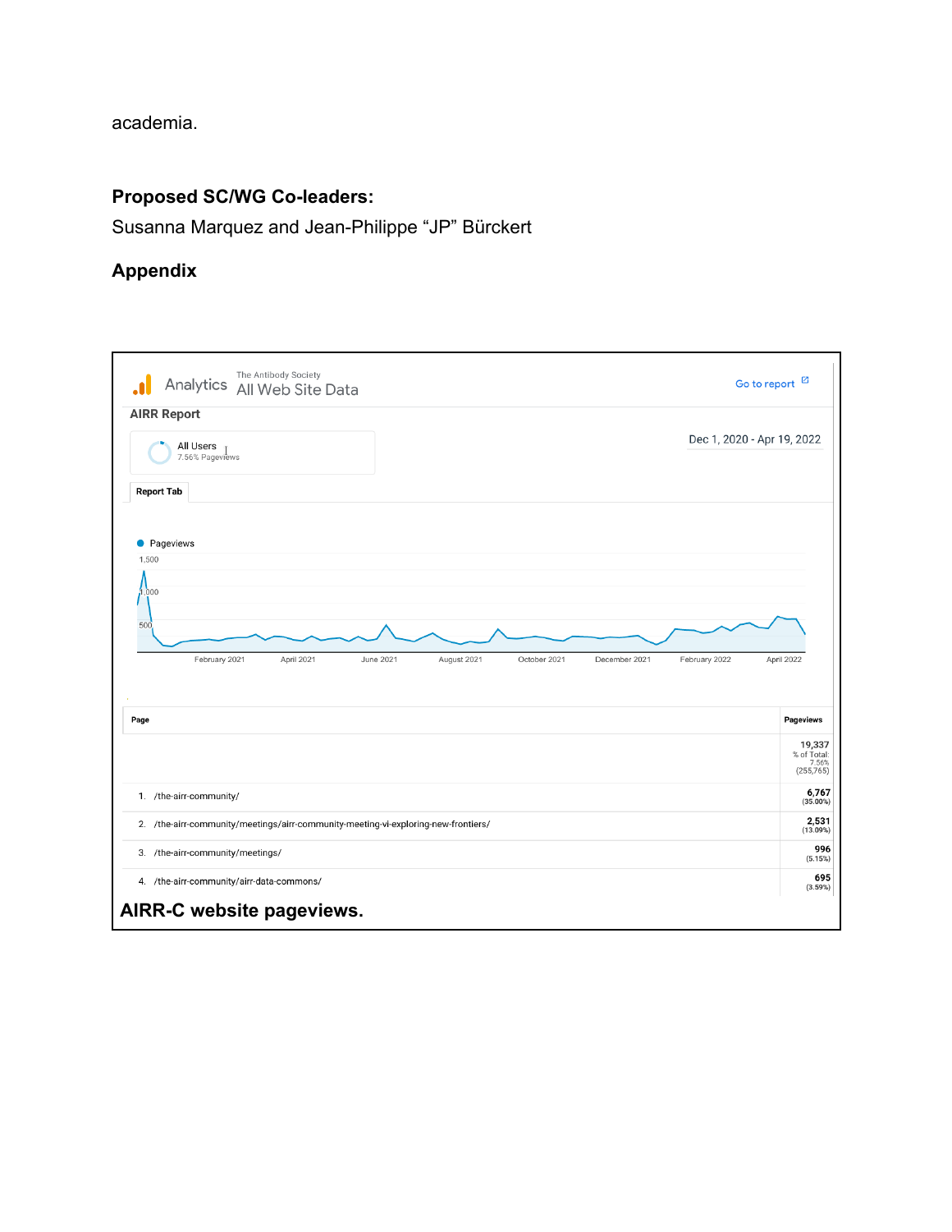academia.

### Proposed SC/WG Co-leaders:

Susanna Marquez and Jean-Philippe “JP” Bürckert

### Appendix

Analytics — The Antibody Society — All Web Site Data

Go to report

**AIRR Report**

All Users
7.56% Pageviews

Dec 1, 2020 - Apr 19, 2022

Report Tab

| Page | Pageviews |
|---|---|
| | 19,337 % of Total: 7.56% (255,765) |
| 1. /the-airr-community/ | 6,767 (35.00%) |
| 2. /the-airr-community/meetings/airr-community-meeting-vi-exploring-new-frontiers/ | 2,531 (13.09%) |
| 3. /the-airr-community/meetings/ | 996 (5.15%) |
| 4. /the-airr-community/airr-data-commons/ | 695 (3.59%) |

**AIRR-C website pageviews.**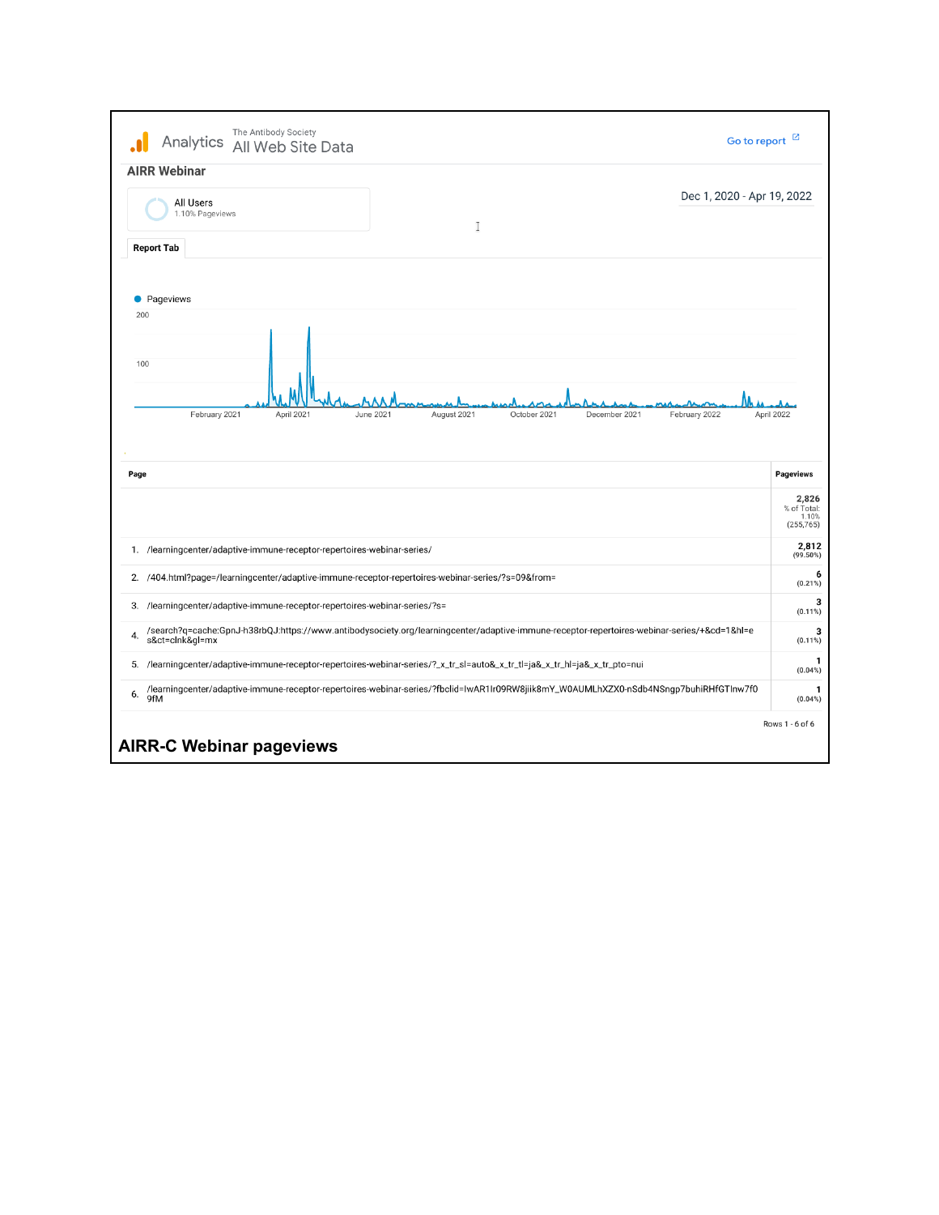Analytics — The Antibody Society — All Web Site Data

Go to report

## AIRR Webinar

All Users
1.10% Pageviews

Dec 1, 2020 - Apr 19, 2022

Report Tab

Pageviews

200

100

February 2021 | April 2021 | June 2021 | August 2021 | October 2021 | December 2021 | February 2022 | April 2022

| | Page | Pageviews |
|---|---|---|
| | | 2,826<br>% of Total: 1.10% (255,765) |
| 1. | /learningcenter/adaptive-immune-receptor-repertoires-webinar-series/ | 2,812 (99.50%) |
| 2. | /404.html?page=/learningcenter/adaptive-immune-receptor-repertoires-webinar-series/?s=09&from= | 6 (0.21%) |
| 3. | /learningcenter/adaptive-immune-receptor-repertoires-webinar-series/?s= | 3 (0.11%) |
| 4. | /search?q=cache:GpnJ-h38rbQJ:https://www.antibodysociety.org/learningcenter/adaptive-immune-receptor-repertoires-webinar-series/+&cd=1&hl=es&ct=clnk&gl=mx | 3 (0.11%) |
| 5. | /learningcenter/adaptive-immune-receptor-repertoires-webinar-series/?_x_tr_sl=auto&_x_tr_tl=ja&_x_tr_hl=ja&_x_tr_pto=nui | 1 (0.04%) |
| 6. | /learningcenter/adaptive-immune-receptor-repertoires-webinar-series/?fbclid=IwAR1Ir09RW8jiik8mY_W0AUMLhXZX0-nSdb4NSngp7buhiRHfGTlnw7f09fM | 1 (0.04%) |

Rows 1 - 6 of 6

**AIRR-C Webinar pageviews**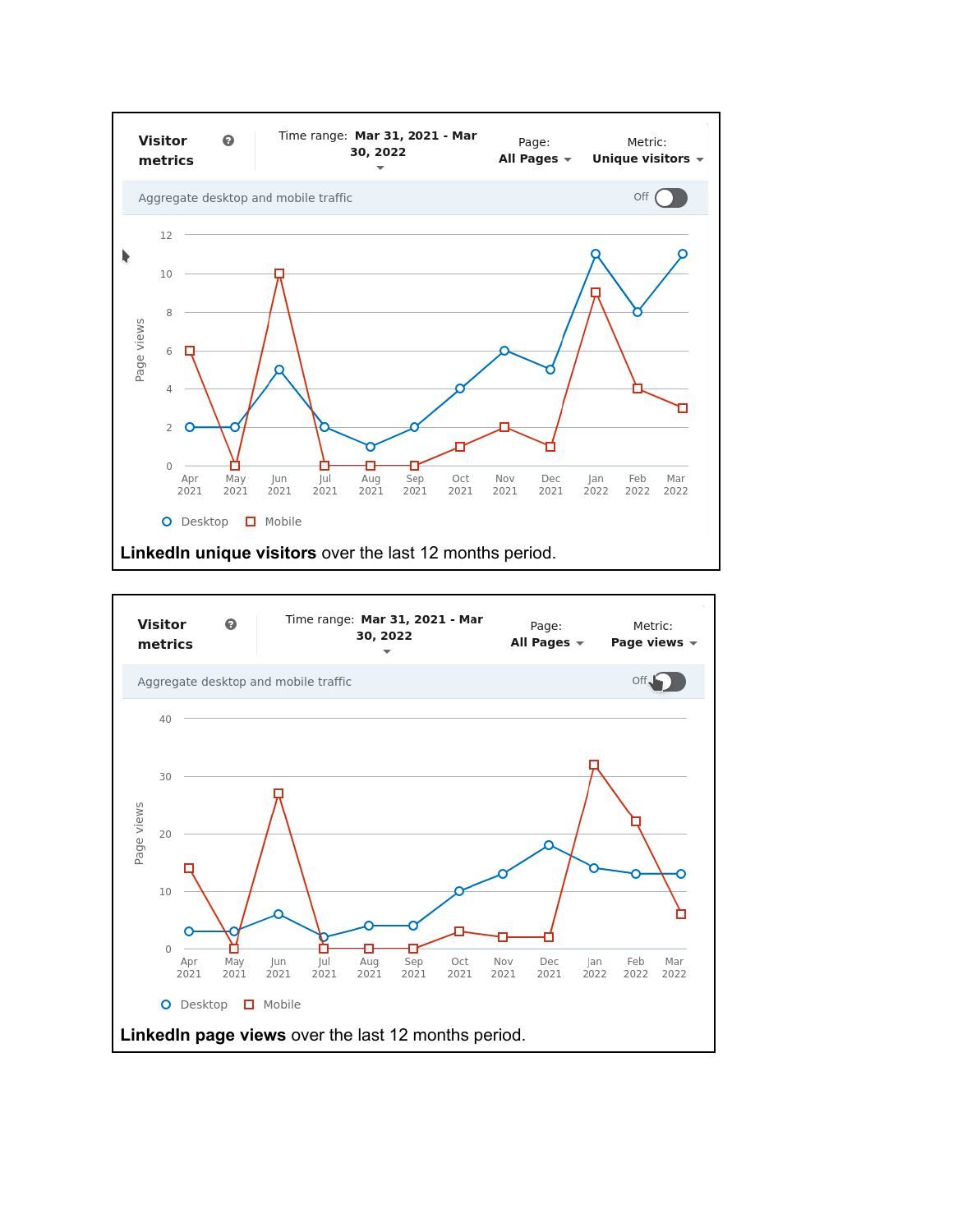Visitor metrics

Time range: Mar 31, 2021 - Mar 30, 2022 | Page: All Pages | Metric: Unique visitors

Aggregate desktop and mobile traffic — Off

| Month | Desktop | Mobile |
|---|---|---|
| Apr 2021 | 2 | 6 |
| May 2021 | 2 | 0 |
| Jun 2021 | 5 | 10 |
| Jul 2021 | 2 | 0 |
| Aug 2021 | 1 | 0 |
| Sep 2021 | 2 | 0 |
| Oct 2021 | 4 | 1 |
| Nov 2021 | 6 | 2 |
| Dec 2021 | 5 | 1 |
| Jan 2022 | 11 | 9 |
| Feb 2022 | 8 | 4 |
| Mar 2022 | 11 | 3 |

**LinkedIn unique visitors** over the last 12 months period.

Visitor metrics

Time range: Mar 31, 2021 - Mar 30, 2022 | Page: All Pages | Metric: Page views

Aggregate desktop and mobile traffic — Off

| Month | Desktop | Mobile |
|---|---|---|
| Apr 2021 | 3 | 14 |
| May 2021 | 3 | 0 |
| Jun 2021 | 6 | 27 |
| Jul 2021 | 2 | 0 |
| Aug 2021 | 4 | 0 |
| Sep 2021 | 4 | 0 |
| Oct 2021 | 10 | 3 |
| Nov 2021 | 13 | 2 |
| Dec 2021 | 18 | 2 |
| Jan 2022 | 14 | 32 |
| Feb 2022 | 13 | 22 |
| Mar 2022 | 13 | 6 |

**LinkedIn page views** over the last 12 months period.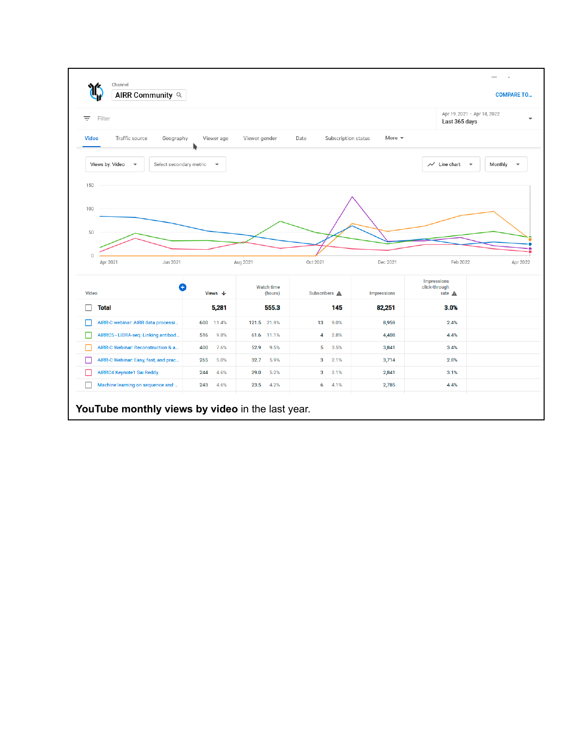Channel

AIRR Community

COMPARE TO...

Filter

Apr 19, 2021 – Apr 18, 2022
Last 365 days

Video | Traffic source | Geography | Viewer age | Viewer gender | Date | Subscription status | More

Views by: Video

Select secondary metric

Line chart

Monthly

150

100

50

0

Apr 2021 | Jun 2021 | Aug 2021 | Oct 2021 | Dec 2021 | Feb 2022 | Apr 2022

| Video | Views | Watch time (hours) | | Subscribers | | Impressions | Impressions click-through rate |
|---|---|---|---|---|---|---|---|
| Total | 5,281 | 555.3 | | 145 | | 82,251 | 3.0% |
| AIRR-C webinar: AIRR data processi... | 600 11.4% | 121.5 | 21.9% | 13 | 9.0% | 8,959 | 2.4% |
| AIRRC5 - LIBRA-seq: Linking antibod... | 516 9.8% | 61.6 | 11.1% | 4 | 2.8% | 4,408 | 4.4% |
| AIRR-C Webinar: Reconstruction & a... | 400 7.6% | 52.9 | 9.5% | 5 | 3.5% | 3,841 | 3.4% |
| AIRR-C Webinar: Easy, fast, and prac... | 265 5.0% | 32.7 | 5.9% | 3 | 2.1% | 3,714 | 2.8% |
| AIRRC4 Keynote1 Sai Reddy | 244 4.6% | 29.0 | 5.2% | 3 | 2.1% | 2,841 | 3.1% |
| Machine learning on sequence and ... | 243 4.6% | 23.5 | 4.2% | 6 | 4.1% | 2,785 | 4.4% |

**YouTube monthly views by video** in the last year.